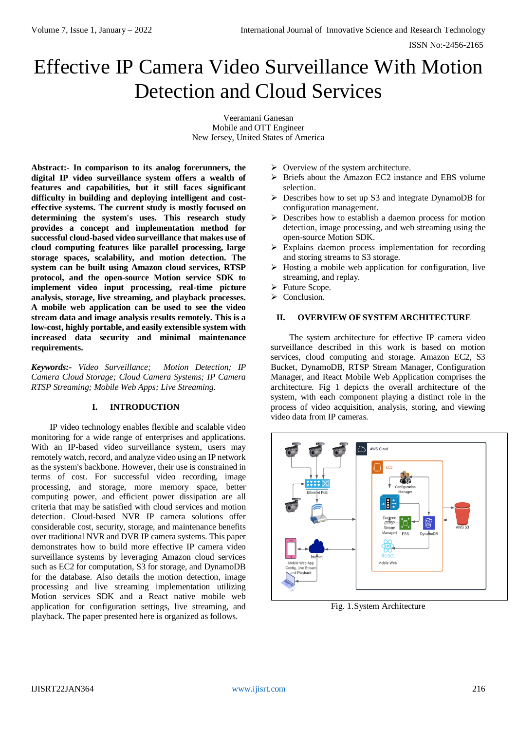# Effective IP Camera Video Surveillance With Motion Detection and Cloud Services

Veeramani Ganesan
Mobile and OTT Engineer
New Jersey, United States of America

**Abstract:- In comparison to its analog forerunners, the digital IP video surveillance system offers a wealth of features and capabilities, but it still faces significant difficulty in building and deploying intelligent and cost-effective systems. The current study is mostly focused on determining the system's uses. This research study provides a concept and implementation method for successful cloud-based video surveillance that makes use of cloud computing features like parallel processing, large storage spaces, scalability, and motion detection. The system can be built using Amazon cloud services, RTSP protocol, and the open-source Motion service SDK to implement video input processing, real-time picture analysis, storage, live streaming, and playback processes. A mobile web application can be used to see the video stream data and image analysis results remotely. This is a low-cost, highly portable, and easily extensible system with increased data security and minimal maintenance requirements.**

***Keywords:-*** *Video Surveillance; Motion Detection; IP Camera Cloud Storage; Cloud Camera Systems; IP Camera RTSP Streaming; Mobile Web Apps; Live Streaming.*

## I. INTRODUCTION

IP video technology enables flexible and scalable video monitoring for a wide range of enterprises and applications. With an IP-based video surveillance system, users may remotely watch, record, and analyze video using an IP network as the system's backbone. However, their use is constrained in terms of cost. For successful video recording, image processing, and storage, more memory space, better computing power, and efficient power dissipation are all criteria that may be satisfied with cloud services and motion detection. Cloud-based NVR IP camera solutions offer considerable cost, security, storage, and maintenance benefits over traditional NVR and DVR IP camera systems. This paper demonstrates how to build more effective IP camera video surveillance systems by leveraging Amazon cloud services such as EC2 for computation, S3 for storage, and DynamoDB for the database. Also details the motion detection, image processing and live streaming implementation utilizing Motion services SDK and a React native mobile web application for configuration settings, live streaming, and playback. The paper presented here is organized as follows.

- Overview of the system architecture.
- Briefs about the Amazon EC2 instance and EBS volume selection.
- Describes how to set up S3 and integrate DynamoDB for configuration management.
- Describes how to establish a daemon process for motion detection, image processing, and web streaming using the open-source Motion SDK.
- Explains daemon process implementation for recording and storing streams to S3 storage.
- Hosting a mobile web application for configuration, live streaming, and replay.
- Future Scope.
- Conclusion.

## II. OVERVIEW OF SYSTEM ARCHITECTURE

The system architecture for effective IP camera video surveillance described in this work is based on motion services, cloud computing and storage. Amazon EC2, S3 Bucket, DynamoDB, RTSP Stream Manager, Configuration Manager, and React Mobile Web Application comprises the architecture. Fig 1 depicts the overall architecture of the system, with each component playing a distinct role in the process of video acquisition, analysis, storing, and viewing video data from IP cameras.

Fig. 1.System Architecture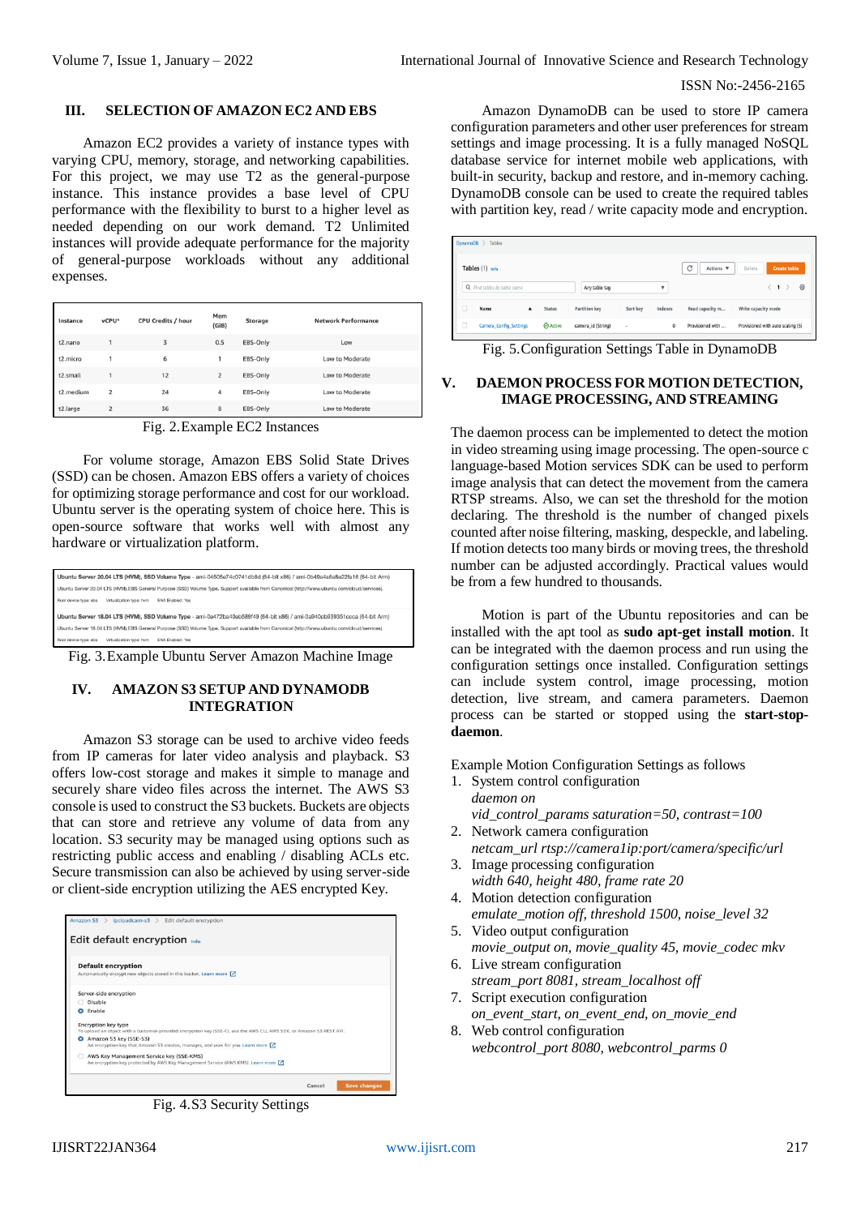## III. SELECTION OF AMAZON EC2 AND EBS

Amazon EC2 provides a variety of instance types with varying CPU, memory, storage, and networking capabilities. For this project, we may use T2 as the general-purpose instance. This instance provides a base level of CPU performance with the flexibility to burst to a higher level as needed depending on our work demand. T2 Unlimited instances will provide adequate performance for the majority of general-purpose workloads without any additional expenses.

| Instance | vCPU* | CPU Credits / hour | Mem (GiB) | Storage | Network Performance |
|---|---|---|---|---|---|
| t2.nano | 1 | 3 | 0.5 | EBS-Only | Low |
| t2.micro | 1 | 6 | 1 | EBS-Only | Low to Moderate |
| t2.small | 1 | 12 | 2 | EBS-Only | Low to Moderate |
| t2.medium | 2 | 24 | 4 | EBS-Only | Low to Moderate |
| t2.large | 2 | 36 | 8 | EBS-Only | Low to Moderate |

Fig. 2.Example EC2 Instances

For volume storage, Amazon EBS Solid State Drives (SSD) can be chosen. Amazon EBS offers a variety of choices for optimizing storage performance and cost for our workload. Ubuntu server is the operating system of choice here. This is open-source software that works well with almost any hardware or virtualization platform.

Fig. 3.Example Ubuntu Server Amazon Machine Image

## IV. AMAZON S3 SETUP AND DYNAMODB INTEGRATION

Amazon S3 storage can be used to archive video feeds from IP cameras for later video analysis and playback. S3 offers low-cost storage and makes it simple to manage and securely share video files across the internet. The AWS S3 console is used to construct the S3 buckets. Buckets are objects that can store and retrieve any volume of data from any location. S3 security may be managed using options such as restricting public access and enabling / disabling ACLs etc. Secure transmission can also be achieved by using server-side or client-side encryption utilizing the AES encrypted Key.

Fig. 4.S3 Security Settings

Amazon DynamoDB can be used to store IP camera configuration parameters and other user preferences for stream settings and image processing. It is a fully managed NoSQL database service for internet mobile web applications, with built-in security, backup and restore, and in-memory caching. DynamoDB console can be used to create the required tables with partition key, read / write capacity mode and encryption.

Fig. 5.Configuration Settings Table in DynamoDB

## V. DAEMON PROCESS FOR MOTION DETECTION, IMAGE PROCESSING, AND STREAMING

The daemon process can be implemented to detect the motion in video streaming using image processing. The open-source c language-based Motion services SDK can be used to perform image analysis that can detect the movement from the camera RTSP streams. Also, we can set the threshold for the motion declaring. The threshold is the number of changed pixels counted after noise filtering, masking, despeckle, and labeling. If motion detects too many birds or moving trees, the threshold number can be adjusted accordingly. Practical values would be from a few hundred to thousands.

Motion is part of the Ubuntu repositories and can be installed with the apt tool as **sudo apt-get install motion**. It can be integrated with the daemon process and run using the configuration settings once installed. Configuration settings can include system control, image processing, motion detection, live stream, and camera parameters. Daemon process can be started or stopped using the **start-stop-daemon**.

Example Motion Configuration Settings as follows

1. System control configuration
   *daemon on*
   *vid_control_params saturation=50, contrast=100*
2. Network camera configuration
   *netcam_url rtsp://camera1ip:port/camera/specific/url*
3. Image processing configuration
   *width 640, height 480, frame rate 20*
4. Motion detection configuration
   *emulate_motion off, threshold 1500, noise_level 32*
5. Video output configuration
   *movie_output on, movie_quality 45, movie_codec mkv*
6. Live stream configuration
   *stream_port 8081, stream_localhost off*
7. Script execution configuration
   *on_event_start, on_event_end, on_movie_end*
8. Web control configuration
   *webcontrol_port 8080, webcontrol_parms 0*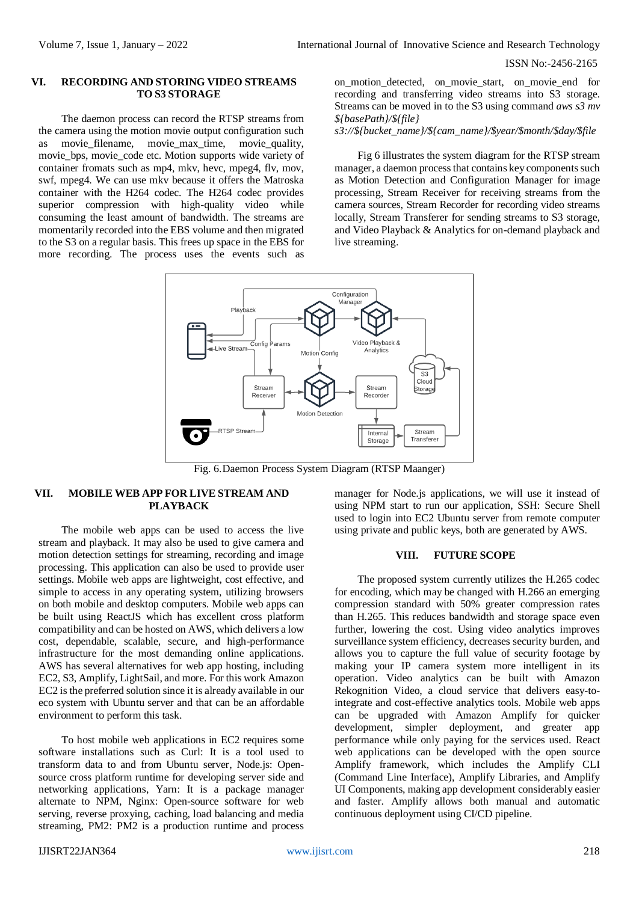## VI. RECORDING AND STORING VIDEO STREAMS TO S3 STORAGE

The daemon process can record the RTSP streams from the camera using the motion movie output configuration such as movie_filename, movie_max_time, movie_quality, movie_bps, movie_code etc. Motion supports wide variety of container fromats such as mp4, mkv, hevc, mpeg4, flv, mov, swf, mpeg4. We can use mkv because it offers the Matroska container with the H264 codec. The H264 codec provides superior compression with high-quality video while consuming the least amount of bandwidth. The streams are momentarily recorded into the EBS volume and then migrated to the S3 on a regular basis. This frees up space in the EBS for more recording. The process uses the events such as on_motion_detected, on_movie_start, on_movie_end for recording and transferring video streams into S3 storage. Streams can be moved in to the S3 using command *aws s3 mv ${basePath}/${file} s3://${bucket_name}/${cam_name}/$year/$month/$day/$file*

Fig 6 illustrates the system diagram for the RTSP stream manager, a daemon process that contains key components such as Motion Detection and Configuration Manager for image processing, Stream Receiver for receiving streams from the camera sources, Stream Recorder for recording video streams locally, Stream Transferer for sending streams to S3 storage, and Video Playback & Analytics for on-demand playback and live streaming.

Fig. 6.Daemon Process System Diagram (RTSP Maanger)

## VII. MOBILE WEB APP FOR LIVE STREAM AND PLAYBACK

The mobile web apps can be used to access the live stream and playback. It may also be used to give camera and motion detection settings for streaming, recording and image processing. This application can also be used to provide user settings. Mobile web apps are lightweight, cost effective, and simple to access in any operating system, utilizing browsers on both mobile and desktop computers. Mobile web apps can be built using ReactJS which has excellent cross platform compatibility and can be hosted on AWS, which delivers a low cost, dependable, scalable, secure, and high-performance infrastructure for the most demanding online applications. AWS has several alternatives for web app hosting, including EC2, S3, Amplify, LightSail, and more. For this work Amazon EC2 is the preferred solution since it is already available in our eco system with Ubuntu server and that can be an affordable environment to perform this task.

To host mobile web applications in EC2 requires some software installations such as Curl: It is a tool used to transform data to and from Ubuntu server, Node.js: Open-source cross platform runtime for developing server side and networking applications, Yarn: It is a package manager alternate to NPM, Nginx: Open-source software for web serving, reverse proxying, caching, load balancing and media streaming, PM2: PM2 is a production runtime and process manager for Node.js applications, we will use it instead of using NPM start to run our application, SSH: Secure Shell used to login into EC2 Ubuntu server from remote computer using private and public keys, both are generated by AWS.

## VIII. FUTURE SCOPE

The proposed system currently utilizes the H.265 codec for encoding, which may be changed with H.266 an emerging compression standard with 50% greater compression rates than H.265. This reduces bandwidth and storage space even further, lowering the cost. Using video analytics improves surveillance system efficiency, decreases security burden, and allows you to capture the full value of security footage by making your IP camera system more intelligent in its operation. Video analytics can be built with Amazon Rekognition Video, a cloud service that delivers easy-to-integrate and cost-effective analytics tools. Mobile web apps can be upgraded with Amazon Amplify for quicker development, simpler deployment, and greater app performance while only paying for the services used. React web applications can be developed with the open source Amplify framework, which includes the Amplify CLI (Command Line Interface), Amplify Libraries, and Amplify UI Components, making app development considerably easier and faster. Amplify allows both manual and automatic continuous deployment using CI/CD pipeline.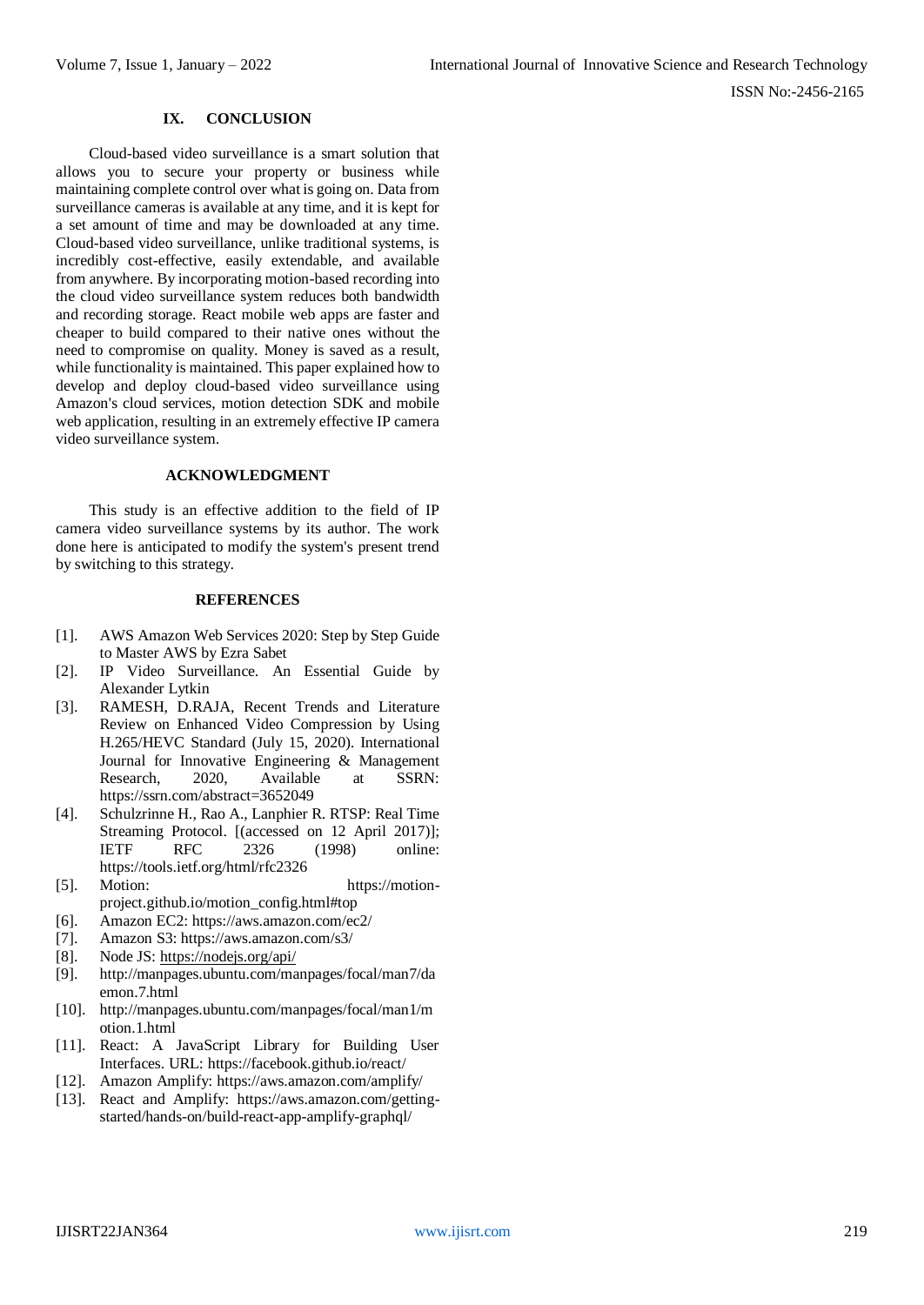## IX. CONCLUSION

Cloud-based video surveillance is a smart solution that allows you to secure your property or business while maintaining complete control over what is going on. Data from surveillance cameras is available at any time, and it is kept for a set amount of time and may be downloaded at any time. Cloud-based video surveillance, unlike traditional systems, is incredibly cost-effective, easily extendable, and available from anywhere. By incorporating motion-based recording into the cloud video surveillance system reduces both bandwidth and recording storage. React mobile web apps are faster and cheaper to build compared to their native ones without the need to compromise on quality. Money is saved as a result, while functionality is maintained. This paper explained how to develop and deploy cloud-based video surveillance using Amazon's cloud services, motion detection SDK and mobile web application, resulting in an extremely effective IP camera video surveillance system.

## ACKNOWLEDGMENT

This study is an effective addition to the field of IP camera video surveillance systems by its author. The work done here is anticipated to modify the system's present trend by switching to this strategy.

## REFERENCES

- [1]. AWS Amazon Web Services 2020: Step by Step Guide to Master AWS by Ezra Sabet
- [2]. IP Video Surveillance. An Essential Guide by Alexander Lytkin
- [3]. RAMESH, D.RAJA, Recent Trends and Literature Review on Enhanced Video Compression by Using H.265/HEVC Standard (July 15, 2020). International Journal for Innovative Engineering & Management Research, 2020, Available at SSRN: https://ssrn.com/abstract=3652049
- [4]. Schulzrinne H., Rao A., Lanphier R. RTSP: Real Time Streaming Protocol. [(accessed on 12 April 2017)]; IETF RFC 2326 (1998) online: https://tools.ietf.org/html/rfc2326
- [5]. Motion: https://motion-project.github.io/motion_config.html#top
- [6]. Amazon EC2: https://aws.amazon.com/ec2/
- [7]. Amazon S3: https://aws.amazon.com/s3/
- [8]. Node JS: https://nodejs.org/api/
- [9]. http://manpages.ubuntu.com/manpages/focal/man7/daemon.7.html
- [10]. http://manpages.ubuntu.com/manpages/focal/man1/motion.1.html
- [11]. React: A JavaScript Library for Building User Interfaces. URL: https://facebook.github.io/react/
- [12]. Amazon Amplify: https://aws.amazon.com/amplify/
- [13]. React and Amplify: https://aws.amazon.com/getting-started/hands-on/build-react-app-amplify-graphql/